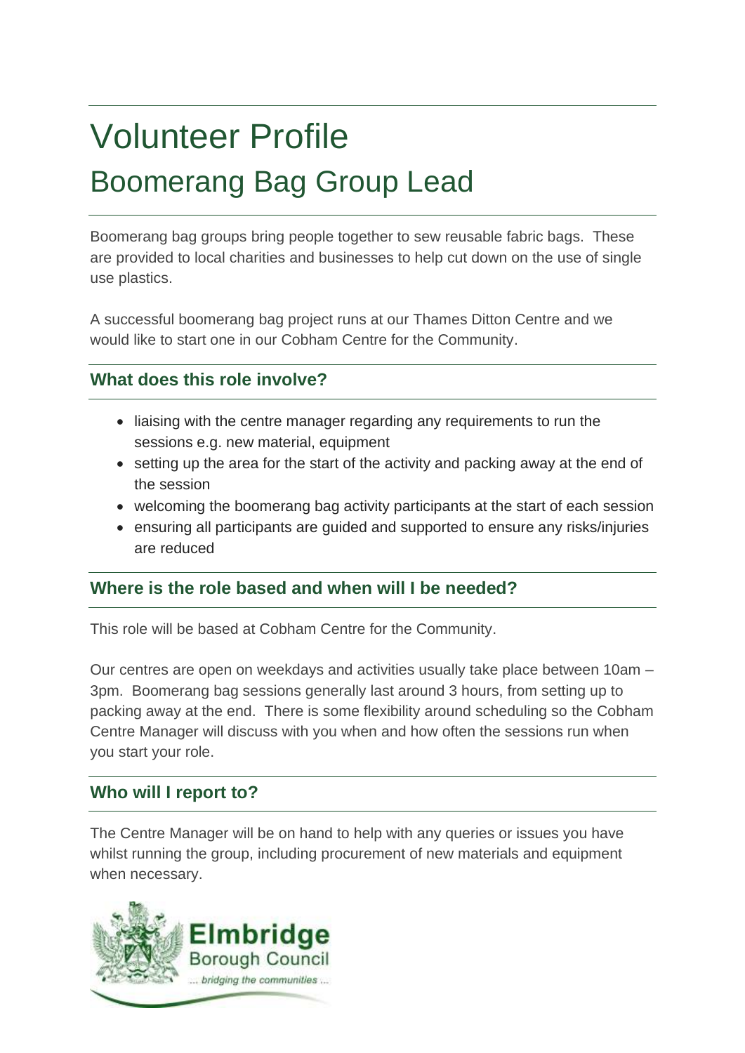# Volunteer Profile

## Boomerang Bag Group Lead

Boomerang bag groups bring people together to sew reusable fabric bags. These are provided to local charities and businesses to help cut down on the use of single use plastics.

A successful boomerang bag project runs at our Thames Ditton Centre and we would like to start one in our Cobham Centre for the Community.

### What does this role involve?

- liaising with the centre manager regarding any requirements to run the sessions e.g. new material, equipment
- setting up the area for the start of the activity and packing away at the end of the session
- welcoming the boomerang bag activity participants at the start of each session
- ensuring all participants are guided and supported to ensure any risks/injuries are reduced

### Where is the role based and when will I be needed?

This role will be based at Cobham Centre for the Community.

Our centres are open on weekdays and activities usually take place between 10am – 3pm. Boomerang bag sessions generally last around 3 hours, from setting up to packing away at the end. There is some flexibility around scheduling so the Cobham Centre Manager will discuss with you when and how often the sessions run when you start your role.

### Who will I report to?

The Centre Manager will be on hand to help with any queries or issues you have whilst running the group, including procurement of new materials and equipment when necessary.

Elmbridge Borough Council
... bridging the communities ...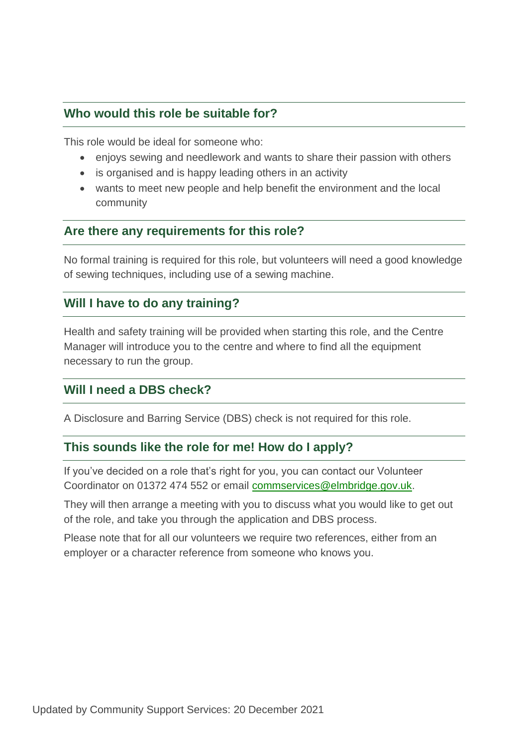## Who would this role be suitable for?

This role would be ideal for someone who:

- enjoys sewing and needlework and wants to share their passion with others
- is organised and is happy leading others in an activity
- wants to meet new people and help benefit the environment and the local community

## Are there any requirements for this role?

No formal training is required for this role, but volunteers will need a good knowledge of sewing techniques, including use of a sewing machine.

## Will I have to do any training?

Health and safety training will be provided when starting this role, and the Centre Manager will introduce you to the centre and where to find all the equipment necessary to run the group.

## Will I need a DBS check?

A Disclosure and Barring Service (DBS) check is not required for this role.

## This sounds like the role for me! How do I apply?

If you've decided on a role that's right for you, you can contact our Volunteer Coordinator on 01372 474 552 or email [commservices@elmbridge.gov.uk](mailto:commservices@elmbridge.gov.uk).

They will then arrange a meeting with you to discuss what you would like to get out of the role, and take you through the application and DBS process.

Please note that for all our volunteers we require two references, either from an employer or a character reference from someone who knows you.

Updated by Community Support Services: 20 December 2021